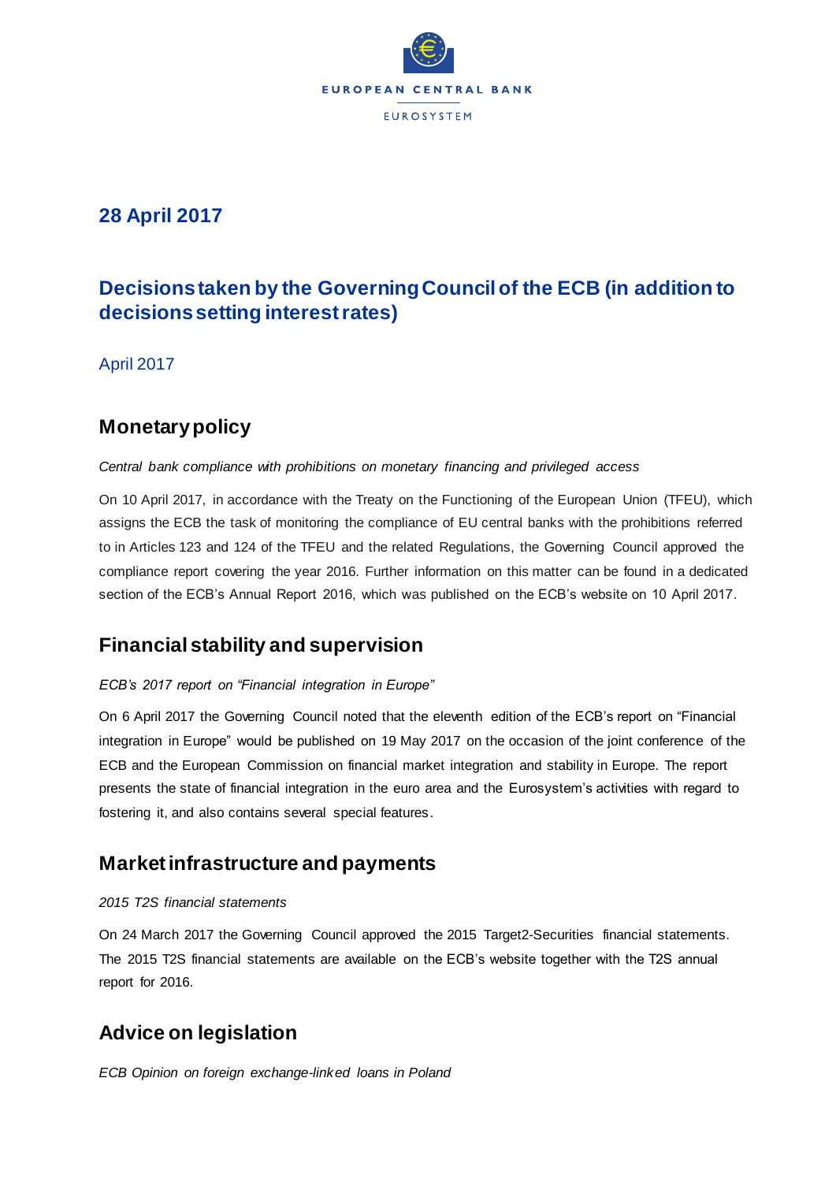EUROPEAN CENTRAL BANK

EUROSYSTEM

## 28 April 2017

# Decisions taken by the Governing Council of the ECB (in addition to decisions setting interest rates)

April 2017

## Monetary policy

*Central bank compliance with prohibitions on monetary financing and privileged access*

On 10 April 2017, in accordance with the Treaty on the Functioning of the European Union (TFEU), which assigns the ECB the task of monitoring the compliance of EU central banks with the prohibitions referred to in Articles 123 and 124 of the TFEU and the related Regulations, the Governing Council approved the compliance report covering the year 2016. Further information on this matter can be found in a dedicated section of the ECB's Annual Report 2016, which was published on the ECB's website on 10 April 2017.

## Financial stability and supervision

*ECB's 2017 report on "Financial integration in Europe"*

On 6 April 2017 the Governing Council noted that the eleventh edition of the ECB's report on "Financial integration in Europe" would be published on 19 May 2017 on the occasion of the joint conference of the ECB and the European Commission on financial market integration and stability in Europe. The report presents the state of financial integration in the euro area and the Eurosystem's activities with regard to fostering it, and also contains several special features.

## Market infrastructure and payments

*2015 T2S financial statements*

On 24 March 2017 the Governing Council approved the 2015 Target2-Securities financial statements. The 2015 T2S financial statements are available on the ECB's website together with the T2S annual report for 2016.

## Advice on legislation

*ECB Opinion on foreign exchange-linked loans in Poland*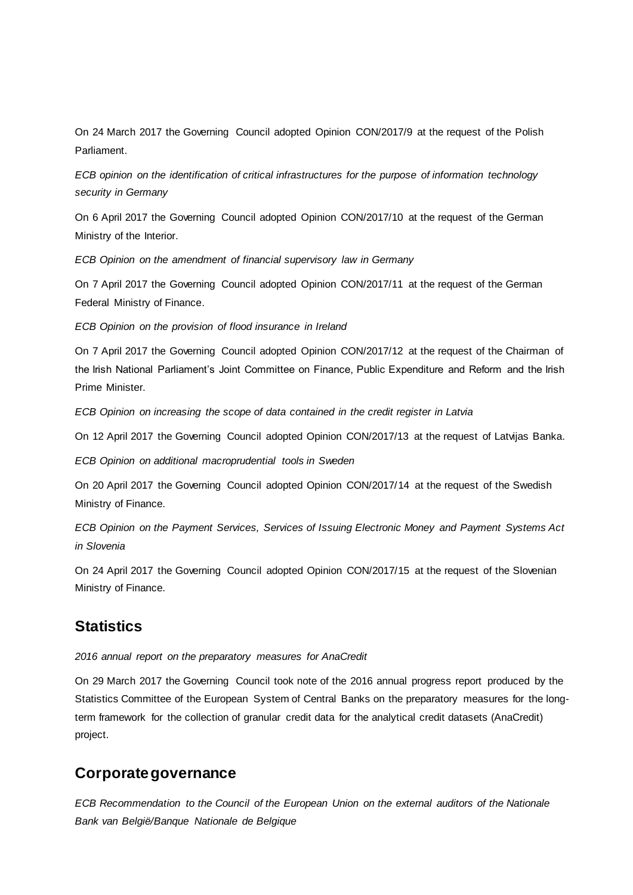On 24 March 2017 the Governing Council adopted Opinion CON/2017/9 at the request of the Polish Parliament.

*ECB opinion on the identification of critical infrastructures for the purpose of information technology security in Germany*

On 6 April 2017 the Governing Council adopted Opinion CON/2017/10 at the request of the German Ministry of the Interior.

*ECB Opinion on the amendment of financial supervisory law in Germany*

On 7 April 2017 the Governing Council adopted Opinion CON/2017/11 at the request of the German Federal Ministry of Finance.

*ECB Opinion on the provision of flood insurance in Ireland*

On 7 April 2017 the Governing Council adopted Opinion CON/2017/12 at the request of the Chairman of the Irish National Parliament's Joint Committee on Finance, Public Expenditure and Reform and the Irish Prime Minister.

*ECB Opinion on increasing the scope of data contained in the credit register in Latvia*

On 12 April 2017 the Governing Council adopted Opinion CON/2017/13 at the request of Latvijas Banka.

*ECB Opinion on additional macroprudential tools in Sweden*

On 20 April 2017 the Governing Council adopted Opinion CON/2017/14 at the request of the Swedish Ministry of Finance.

*ECB Opinion on the Payment Services, Services of Issuing Electronic Money and Payment Systems Act in Slovenia*

On 24 April 2017 the Governing Council adopted Opinion CON/2017/15 at the request of the Slovenian Ministry of Finance.

## Statistics

*2016 annual report on the preparatory measures for AnaCredit*

On 29 March 2017 the Governing Council took note of the 2016 annual progress report produced by the Statistics Committee of the European System of Central Banks on the preparatory measures for the long-term framework for the collection of granular credit data for the analytical credit datasets (AnaCredit) project.

## Corporate governance

*ECB Recommendation to the Council of the European Union on the external auditors of the Nationale Bank van België/Banque Nationale de Belgique*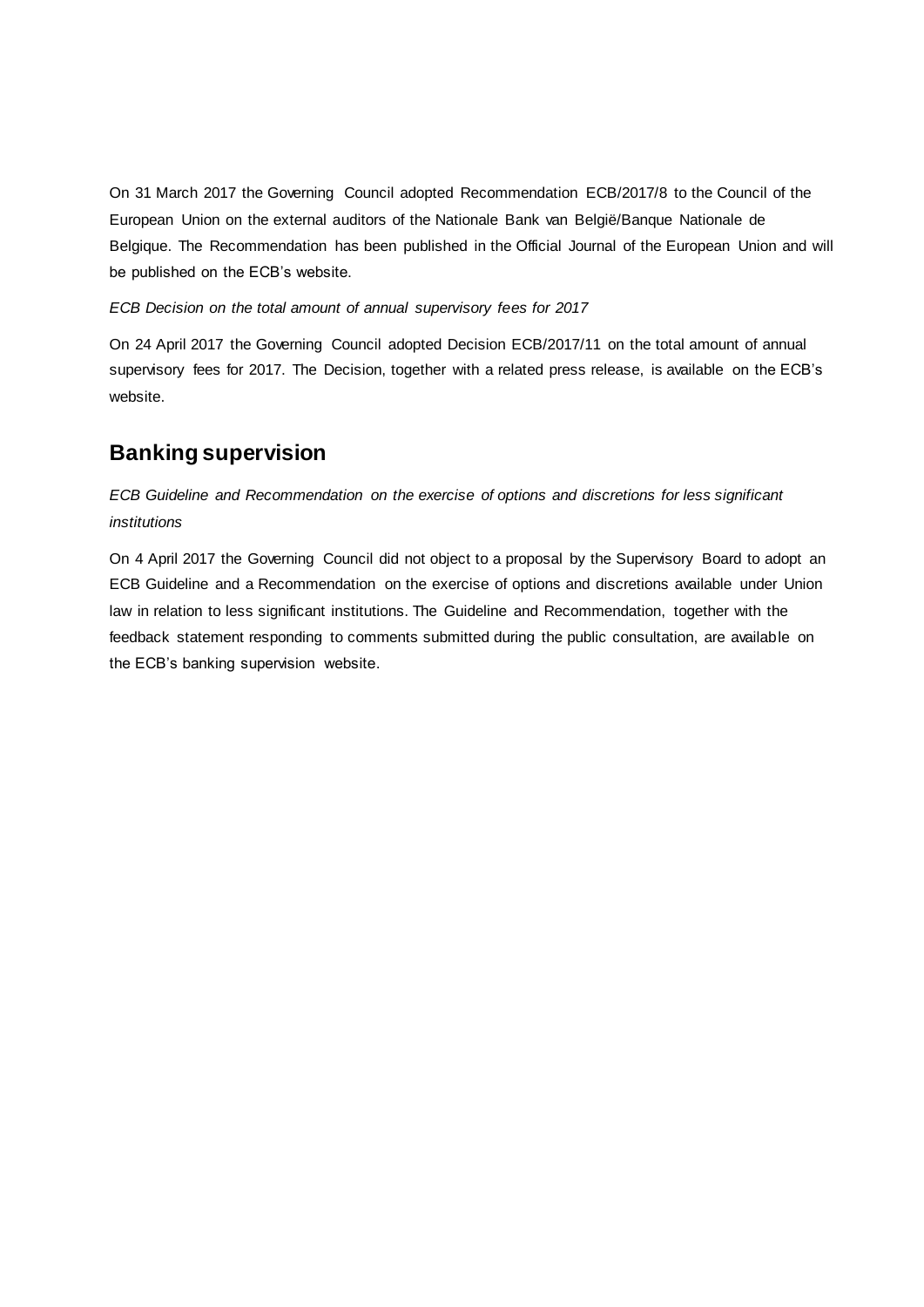On 31 March 2017 the Governing Council adopted Recommendation ECB/2017/8 to the Council of the European Union on the external auditors of the Nationale Bank van België/Banque Nationale de Belgique. The Recommendation has been published in the Official Journal of the European Union and will be published on the ECB's website.

*ECB Decision on the total amount of annual supervisory fees for 2017*

On 24 April 2017 the Governing Council adopted Decision ECB/2017/11 on the total amount of annual supervisory fees for 2017. The Decision, together with a related press release, is available on the ECB's website.

## Banking supervision

*ECB Guideline and Recommendation on the exercise of options and discretions for less significant institutions*

On 4 April 2017 the Governing Council did not object to a proposal by the Supervisory Board to adopt an ECB Guideline and a Recommendation on the exercise of options and discretions available under Union law in relation to less significant institutions. The Guideline and Recommendation, together with the feedback statement responding to comments submitted during the public consultation, are available on the ECB's banking supervision website.